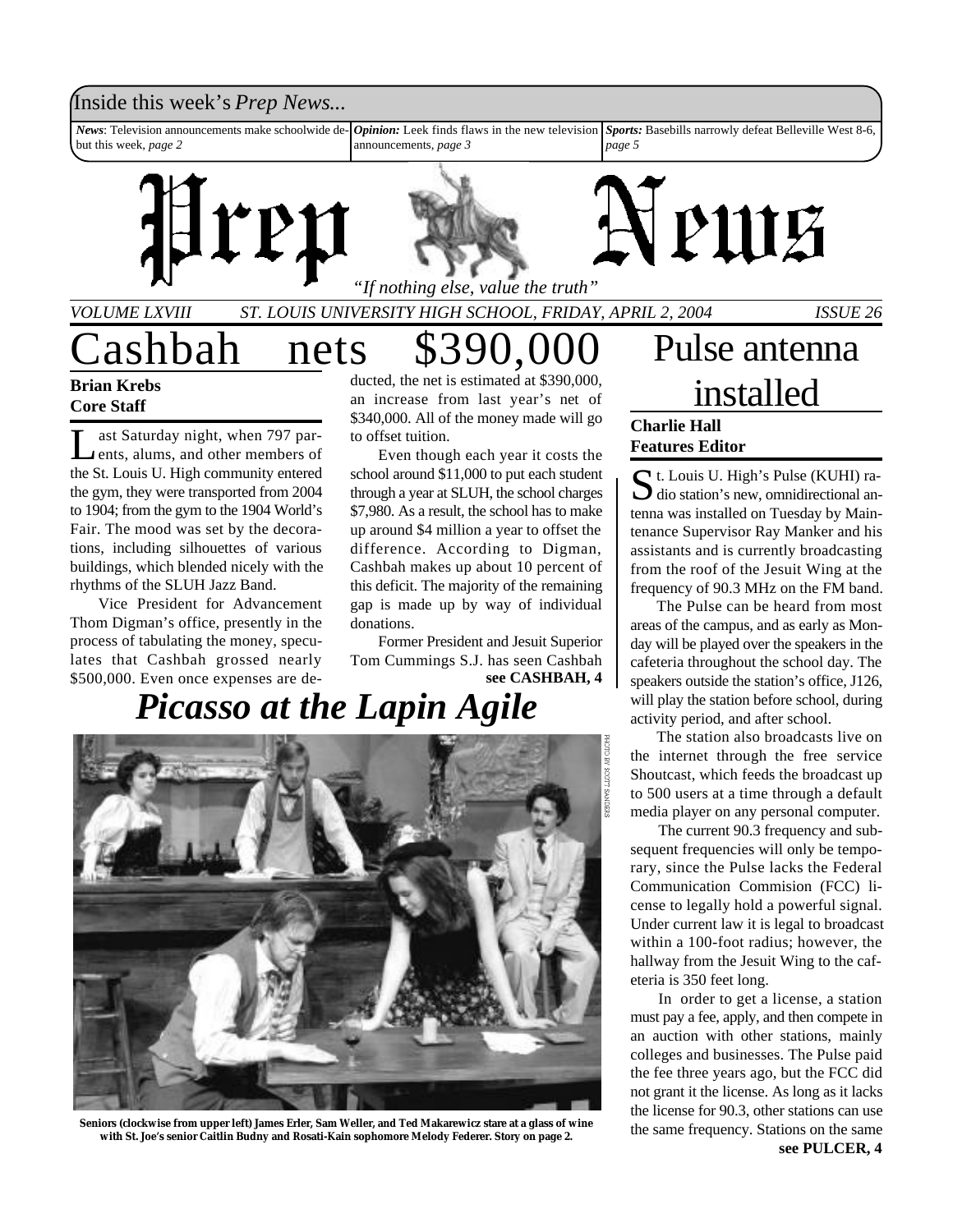Inside this week's *Prep News*...

***News*:** Television announcements make schoolwide debut this week, *page 2*

***Opinion:*** Leek finds flaws in the new television announcements, *page 3*

***Sports:*** Basebills narrowly defeat Belleville West 8-6, *page 5*

# Prep News

*"If nothing else, value the truth"*

*VOLUME LXVIII ST. LOUIS UNIVERSITY HIGH SCHOOL, FRIDAY, APRIL 2, 2004 ISSUE 26*

## Cashbah nets $390,000

**Brian Krebs**
**Core Staff**

Last Saturday night, when 797 parents, alums, and other members of the St. Louis U. High community entered the gym, they were transported from 2004 to 1904; from the gym to the 1904 World's Fair. The mood was set by the decorations, including silhouettes of various buildings, which blended nicely with the rhythms of the SLUH Jazz Band.

Vice President for Advancement Thom Digman's office, presently in the process of tabulating the money, speculates that Cashbah grossed nearly $500,000. Even once expenses are deducted, the net is estimated at $390,000, an increase from last year's net of $340,000. All of the money made will go to offset tuition.

Even though each year it costs the school around $11,000 to put each student through a year at SLUH, the school charges $7,980. As a result, the school has to make up around $4 million a year to offset the difference. According to Digman, Cashbah makes up about 10 percent of this deficit. The majority of the remaining gap is made up by way of individual donations.

Former President and Jesuit Superior Tom Cummings S.J. has seen Cashbah

**see CASHBAH, 4**

## *Picasso at the Lapin Agile*

PHOTO BY SCOTT SANDERS

**Seniors (clockwise from upper left) James Erler, Sam Weller, and Ted Makarewicz stare at a glass of wine with St. Joe's senior Caitlin Budny and Rosati-Kain sophomore Melody Federer. Story on page 2.**

## Pulse antenna installed

**Charlie Hall**
**Features Editor**

St. Louis U. High's Pulse (KUHI) radio station's new, omnidirectional antenna was installed on Tuesday by Maintenance Supervisor Ray Manker and his assistants and is currently broadcasting from the roof of the Jesuit Wing at the frequency of 90.3 MHz on the FM band.

The Pulse can be heard from most areas of the campus, and as early as Monday will be played over the speakers in the cafeteria throughout the school day. The speakers outside the station's office, J126, will play the station before school, during activity period, and after school.

The station also broadcasts live on the internet through the free service Shoutcast, which feeds the broadcast up to 500 users at a time through a default media player on any personal computer.

The current 90.3 frequency and subsequent frequencies will only be temporary, since the Pulse lacks the Federal Communication Commision (FCC) license to legally hold a powerful signal. Under current law it is legal to broadcast within a 100-foot radius; however, the hallway from the Jesuit Wing to the cafeteria is 350 feet long.

In order to get a license, a station must pay a fee, apply, and then compete in an auction with other stations, mainly colleges and businesses. The Pulse paid the fee three years ago, but the FCC did not grant it the license. As long as it lacks the license for 90.3, other stations can use the same frequency. Stations on the same

**see PULCER, 4**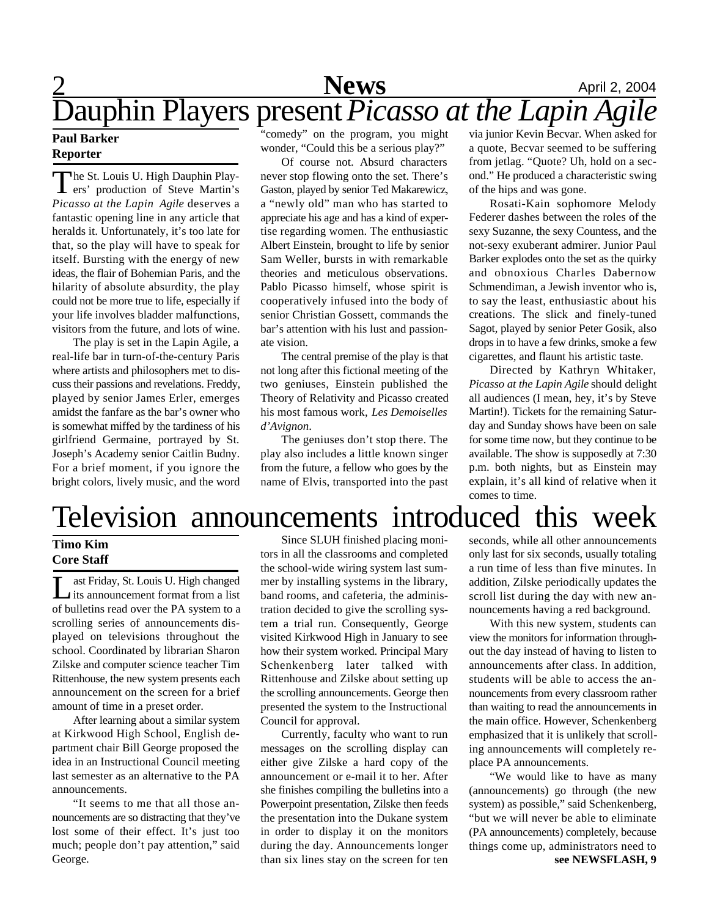# Dauphin Players present *Picasso at the Lapin Agile*

**Paul Barker**
**Reporter**

The St. Louis U. High Dauphin Players' production of Steve Martin's *Picasso at the Lapin Agile* deserves a fantastic opening line in any article that heralds it. Unfortunately, it's too late for that, so the play will have to speak for itself. Bursting with the energy of new ideas, the flair of Bohemian Paris, and the hilarity of absolute absurdity, the play could not be more true to life, especially if your life involves bladder malfunctions, visitors from the future, and lots of wine.

The play is set in the Lapin Agile, a real-life bar in turn-of-the-century Paris where artists and philosophers met to discuss their passions and revelations. Freddy, played by senior James Erler, emerges amidst the fanfare as the bar's owner who is somewhat miffed by the tardiness of his girlfriend Germaine, portrayed by St. Joseph's Academy senior Caitlin Budny. For a brief moment, if you ignore the bright colors, lively music, and the word "comedy" on the program, you might wonder, "Could this be a serious play?"

Of course not. Absurd characters never stop flowing onto the set. There's Gaston, played by senior Ted Makarewicz, a "newly old" man who has started to appreciate his age and has a kind of expertise regarding women. The enthusiastic Albert Einstein, brought to life by senior Sam Weller, bursts in with remarkable theories and meticulous observations. Pablo Picasso himself, whose spirit is cooperatively infused into the body of senior Christian Gossett, commands the bar's attention with his lust and passionate vision.

The central premise of the play is that not long after this fictional meeting of the two geniuses, Einstein published the Theory of Relativity and Picasso created his most famous work, *Les Demoiselles d'Avignon*.

The geniuses don't stop there. The play also includes a little known singer from the future, a fellow who goes by the name of Elvis, transported into the past via junior Kevin Becvar. When asked for a quote, Becvar seemed to be suffering from jetlag. "Quote? Uh, hold on a second." He produced a characteristic swing of the hips and was gone.

Rosati-Kain sophomore Melody Federer dashes between the roles of the sexy Suzanne, the sexy Countess, and the not-sexy exuberant admirer. Junior Paul Barker explodes onto the set as the quirky and obnoxious Charles Dabernow Schmendiman, a Jewish inventor who is, to say the least, enthusiastic about his creations. The slick and finely-tuned Sagot, played by senior Peter Gosik, also drops in to have a few drinks, smoke a few cigarettes, and flaunt his artistic taste.

Directed by Kathryn Whitaker, *Picasso at the Lapin Agile* should delight all audiences (I mean, hey, it's by Steve Martin!). Tickets for the remaining Saturday and Sunday shows have been on sale for some time now, but they continue to be available. The show is supposedly at 7:30 p.m. both nights, but as Einstein may explain, it's all kind of relative when it comes to time.

# Television announcements introduced this week

**Timo Kim**
**Core Staff**

Last Friday, St. Louis U. High changed its announcement format from a list of bulletins read over the PA system to a scrolling series of announcements displayed on televisions throughout the school. Coordinated by librarian Sharon Zilske and computer science teacher Tim Rittenhouse, the new system presents each announcement on the screen for a brief amount of time in a preset order.

After learning about a similar system at Kirkwood High School, English department chair Bill George proposed the idea in an Instructional Council meeting last semester as an alternative to the PA announcements.

"It seems to me that all those announcements are so distracting that they've lost some of their effect. It's just too much; people don't pay attention," said George.

Since SLUH finished placing monitors in all the classrooms and completed the school-wide wiring system last summer by installing systems in the library, band rooms, and cafeteria, the administration decided to give the scrolling system a trial run. Consequently, George visited Kirkwood High in January to see how their system worked. Principal Mary Schenkenberg later talked with Rittenhouse and Zilske about setting up the scrolling announcements. George then presented the system to the Instructional Council for approval.

Currently, faculty who want to run messages on the scrolling display can either give Zilske a hard copy of the announcement or e-mail it to her. After she finishes compiling the bulletins into a Powerpoint presentation, Zilske then feeds the presentation into the Dukane system in order to display it on the monitors during the day. Announcements longer than six lines stay on the screen for ten seconds, while all other announcements only last for six seconds, usually totaling a run time of less than five minutes. In addition, Zilske periodically updates the scroll list during the day with new announcements having a red background.

With this new system, students can view the monitors for information throughout the day instead of having to listen to announcements after class. In addition, students will be able to access the announcements from every classroom rather than waiting to read the announcements in the main office. However, Schenkenberg emphasized that it is unlikely that scrolling announcements will completely replace PA announcements.

"We would like to have as many (announcements) go through (the new system) as possible," said Schenkenberg, "but we will never be able to eliminate (PA announcements) completely, because things come up, administrators need to

**see NEWSFLASH, 9**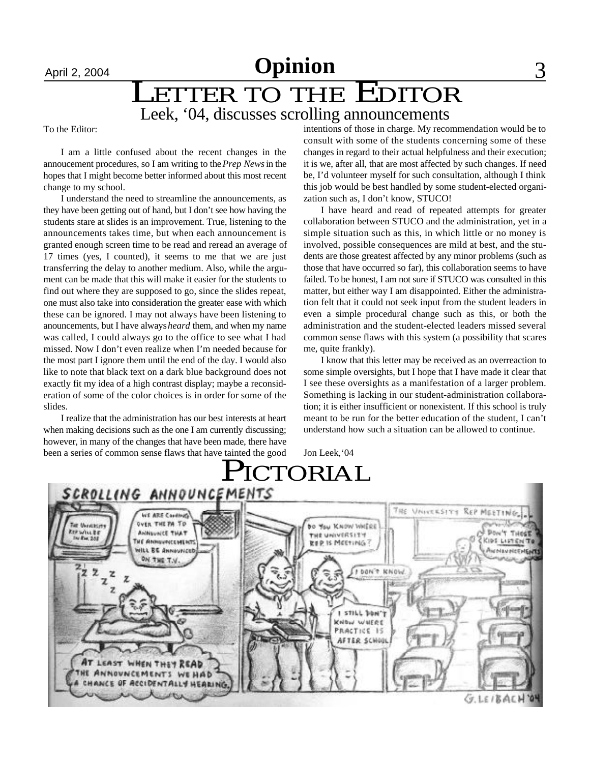# Letter to the Editor

## Leek, '04, discusses scrolling announcements

To the Editor:

I am a little confused about the recent changes in the annoucement procedures, so I am writing to the *Prep News* in the hopes that I might become better informed about this most recent change to my school.

I understand the need to streamline the announcements, as they have been getting out of hand, but I don't see how having the students stare at slides is an improvement. True, listening to the announcements takes time, but when each announcement is granted enough screen time to be read and reread an average of 17 times (yes, I counted), it seems to me that we are just transferring the delay to another medium. Also, while the argument can be made that this will make it easier for the students to find out where they are supposed to go, since the slides repeat, one must also take into consideration the greater ease with which these can be ignored. I may not always have been listening to anouncements, but I have always *heard* them, and when my name was called, I could always go to the office to see what I had missed. Now I don't even realize when I'm needed because for the most part I ignore them until the end of the day. I would also like to note that black text on a dark blue background does not exactly fit my idea of a high contrast display; maybe a reconsideration of some of the color choices is in order for some of the slides.

I realize that the administration has our best interests at heart when making decisions such as the one I am currently discussing; however, in many of the changes that have been made, there have been a series of common sense flaws that have tainted the good intentions of those in charge. My recommendation would be to consult with some of the students concerning some of these changes in regard to their actual helpfulness and their execution; it is we, after all, that are most affected by such changes. If need be, I'd volunteer myself for such consultation, although I think this job would be best handled by some student-elected organization such as, I don't know, STUCO!

I have heard and read of repeated attempts for greater collaboration between STUCO and the administration, yet in a simple situation such as this, in which little or no money is involved, possible consequences are mild at best, and the students are those greatest affected by any minor problems (such as those that have occurred so far), this collaboration seems to have failed. To be honest, I am not sure if STUCO was consulted in this matter, but either way I am disappointed. Either the administration felt that it could not seek input from the student leaders in even a simple procedural change such as this, or both the administration and the student-elected leaders missed several common sense flaws with this system (a possibility that scares me, quite frankly).

I know that this letter may be received as an overreaction to some simple oversights, but I hope that I have made it clear that I see these oversights as a manifestation of a larger problem. Something is lacking in our student-administration collaboration; it is either insufficient or nonexistent. If this school is truly meant to be run for the better education of the student, I can't understand how such a situation can be allowed to continue.

Jon Leek,'04

# Pictorial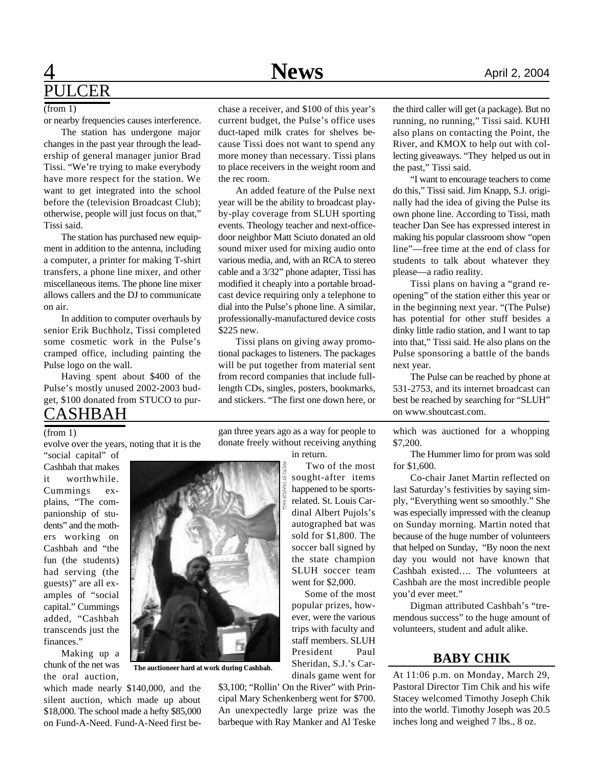## PULCER

(from 1)

or nearby frequencies causes interference.

The station has undergone major changes in the past year through the leadership of general manager junior Brad Tissi. "We're trying to make everybody have more respect for the station. We want to get integrated into the school before the (television Broadcast Club); otherwise, people will just focus on that," Tissi said.

The station has purchased new equipment in addition to the antenna, including a computer, a printer for making T-shirt transfers, a phone line mixer, and other miscellaneous items. The phone line mixer allows callers and the DJ to communicate on air.

In addition to computer overhauls by senior Erik Buchholz, Tissi completed some cosmetic work in the Pulse's cramped office, including painting the Pulse logo on the wall.

Having spent about $400 of the Pulse's mostly unused 2002-2003 budget, $100 donated from STUCO to purchase a receiver, and $100 of this year's current budget, the Pulse's office uses duct-taped milk crates for shelves because Tissi does not want to spend any more money than necessary. Tissi plans to place receivers in the weight room and the rec room.

An added feature of the Pulse next year will be the ability to broadcast play-by-play coverage from SLUH sporting events. Theology teacher and next-office-door neighbor Matt Sciuto donated an old sound mixer used for mixing audio onto various media, and, with an RCA to stereo cable and a 3/32" phone adapter, Tissi has modified it cheaply into a portable broadcast device requiring only a telephone to dial into the Pulse's phone line. A similar, professionally-manufactured device costs $225 new.

Tissi plans on giving away promotional packages to listeners. The packages will be put together from material sent from record companies that include full-length CDs, singles, posters, bookmarks, and stickers. "The first one down here, or the third caller will get (a package). But no running, no running," Tissi said. KUHI also plans on contacting the Point, the River, and KMOX to help out with collecting giveaways. "They helped us out in the past," Tissi said.

"I want to encourage teachers to come do this," Tissi said. Jim Knapp, S.J. originally had the idea of giving the Pulse its own phone line. According to Tissi, math teacher Dan See has expressed interest in making his popular classroom show "open line"—free time at the end of class for students to talk about whatever they please—a radio reality.

Tissi plans on having a "grand reopening" of the station either this year or in the beginning next year. "(The Pulse) has potential for other stuff besides a dinky little radio station, and I want to tap into that," Tissi said. He also plans on the Pulse sponsoring a battle of the bands next year.

The Pulse can be reached by phone at 531-2753, and its internet broadcast can best be reached by searching for "SLUH" on www.shoutcast.com.

## CASHBAH

(from 1)

evolve over the years, noting that it is the "social capital" of Cashbah that makes it worthwhile. Cummings explains, "The companionship of students" and the mothers working on Cashbah and "the fun (the students) had serving (the guests)" are all examples of "social capital." Cummings added, "Cashbah transcends just the finances."

Making up a chunk of the net was the oral auction, which made nearly $140,000, and the silent auction, which made up about $18,000. The school made a hefty $85,000 on Fund-A-Need. Fund-A-Need first began three years ago as a way for people to donate freely without receiving anything in return.

PHOTO BY CHARLIE HALL

**The auctioneer hard at work during Cashbah.**

Two of the most sought-after items happened to be sports-related. St. Louis Cardinal Albert Pujols's autographed bat was sold for $1,800. The soccer ball signed by the state champion SLUH soccer team went for $2,000.

Some of the most popular prizes, however, were the various trips with faculty and staff members. SLUH President Paul Sheridan, S.J.'s Cardinals game went for $3,100; "Rollin' On the River" with Principal Mary Schenkenberg went for $700. An unexpectedly large prize was the barbeque with Ray Manker and Al Teske which was auctioned for a whopping $7,200.

The Hummer limo for prom was sold for $1,600.

Co-chair Janet Martin reflected on last Saturday's festivities by saying simply, "Everything went so smoothly." She was especially impressed with the cleanup on Sunday morning. Martin noted that because of the huge number of volunteers that helped on Sunday, "By noon the next day you would not have known that Cashbah existed…. The volunteers at Cashbah are the most incredible people you'd ever meet."

Digman attributed Cashbah's "tremendous success" to the huge amount of volunteers, student and adult alike.

## BABY CHIK

At 11:06 p.m. on Monday, March 29, Pastoral Director Tim Chik and his wife Stacey welcomed Timothy Joseph Chik into the world. Timothy Joseph was 20.5 inches long and weighed 7 lbs., 8 oz.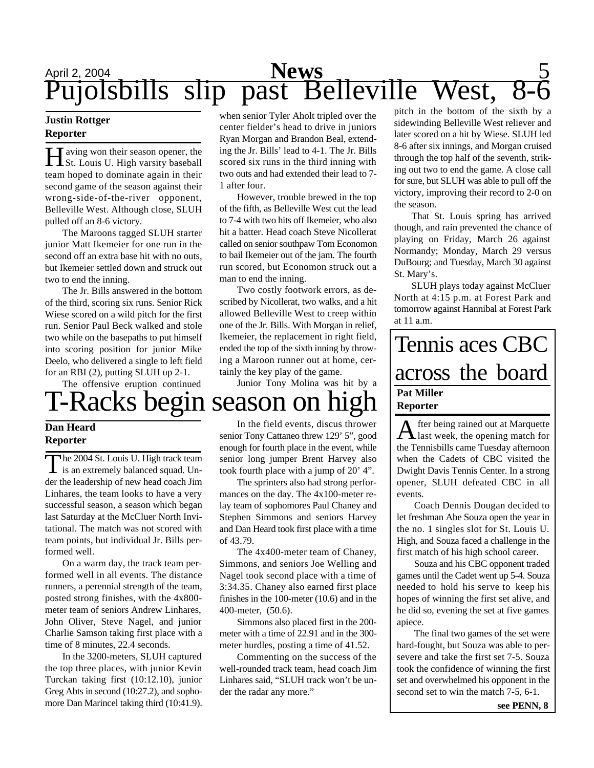# Pujolsbills slip past Belleville West, 8-6

**Justin Rottger**
**Reporter**

Having won their season opener, the St. Louis U. High varsity baseball team hoped to dominate again in their second game of the season against their wrong-side-of-the-river opponent, Belleville West. Although close, SLUH pulled off an 8-6 victory.

The Maroons tagged SLUH starter junior Matt Ikemeier for one run in the second off an extra base hit with no outs, but Ikemeier settled down and struck out two to end the inning.

The Jr. Bills answered in the bottom of the third, scoring six runs. Senior Rick Wiese scored on a wild pitch for the first run. Senior Paul Beck walked and stole two while on the basepaths to put himself into scoring position for junior Mike Deelo, who delivered a single to left field for an RBI (2), putting SLUH up 2-1.

The offensive eruption continued when senior Tyler Aholt tripled over the center fielder's head to drive in juniors Ryan Morgan and Brandon Beal, extending the Jr. Bills' lead to 4-1. The Jr. Bills scored six runs in the third inning with two outs and had extended their lead to 7-1 after four.

However, trouble brewed in the top of the fifth, as Belleville West cut the lead to 7-4 with two hits off Ikemeier, who also hit a batter. Head coach Steve Nicollerat called on senior southpaw Tom Economon to bail Ikemeier out of the jam. The fourth run scored, but Economon struck out a man to end the inning.

Two costly footwork errors, as described by Nicollerat, two walks, and a hit allowed Belleville West to creep within one of the Jr. Bills. With Morgan in relief, Ikemeier, the replacement in right field, ended the top of the sixth inning by throwing a Maroon runner out at home, certainly the key play of the game.

Junior Tony Molina was hit by a pitch in the bottom of the sixth by a sidewinding Belleville West reliever and later scored on a hit by Wiese. SLUH led 8-6 after six innings, and Morgan cruised through the top half of the seventh, striking out two to end the game. A close call for sure, but SLUH was able to pull off the victory, improving their record to 2-0 on the season.

That St. Louis spring has arrived though, and rain prevented the chance of playing on Friday, March 26 against Normandy; Monday, March 29 versus DuBourg; and Tuesday, March 30 against St. Mary's.

SLUH plays today against McCluer North at 4:15 p.m. at Forest Park and tomorrow against Hannibal at Forest Park at 11 a.m.

# T-Racks begin season on high

**Dan Heard**
**Reporter**

The 2004 St. Louis U. High track team is an extremely balanced squad. Under the leadership of new head coach Jim Linhares, the team looks to have a very successful season, a season which began last Saturday at the McCluer North Invitational. The match was not scored with team points, but individual Jr. Bills performed well.

On a warm day, the track team performed well in all events. The distance runners, a perennial strength of the team, posted strong finishes, with the 4x800-meter team of seniors Andrew Linhares, John Oliver, Steve Nagel, and junior Charlie Samson taking first place with a time of 8 minutes, 22.4 seconds.

In the 3200-meters, SLUH captured the top three places, with junior Kevin Turckan taking first (10:12.10), junior Greg Abts in second (10:27.2), and sophomore Dan Marincel taking third (10:41.9).

In the field events, discus thrower senior Tony Cattaneo threw 129' 5", good enough for fourth place in the event, while senior long jumper Brent Harvey also took fourth place with a jump of 20' 4".

The sprinters also had strong performances on the day. The 4x100-meter relay team of sophomores Paul Chaney and Stephen Simmons and seniors Harvey and Dan Heard took first place with a time of 43.79.

The 4x400-meter team of Chaney, Simmons, and seniors Joe Welling and Nagel took second place with a time of 3:34.35. Chaney also earned first place finishes in the 100-meter (10.6) and in the 400-meter, (50.6).

Simmons also placed first in the 200-meter with a time of 22.91 and in the 300-meter hurdles, posting a time of 41.52.

Commenting on the success of the well-rounded track team, head coach Jim Linhares said, "SLUH track won't be under the radar any more."

# Tennis aces CBC across the board

**Pat Miller**
**Reporter**

After being rained out at Marquette last week, the opening match for the Tennisbills came Tuesday afternoon when the Cadets of CBC visited the Dwight Davis Tennis Center. In a strong opener, SLUH defeated CBC in all events.

Coach Dennis Dougan decided to let freshman Abe Souza open the year in the no. 1 singles slot for St. Louis U. High, and Souza faced a challenge in the first match of his high school career.

Souza and his CBC opponent traded games until the Cadet went up 5-4. Souza needed to hold his serve to keep his hopes of winning the first set alive, and he did so, evening the set at five games apiece.

The final two games of the set were hard-fought, but Souza was able to persevere and take the first set 7-5. Souza took the confidence of winning the first set and overwhelmed his opponent in the second set to win the match 7-5, 6-1.

**see PENN, 8**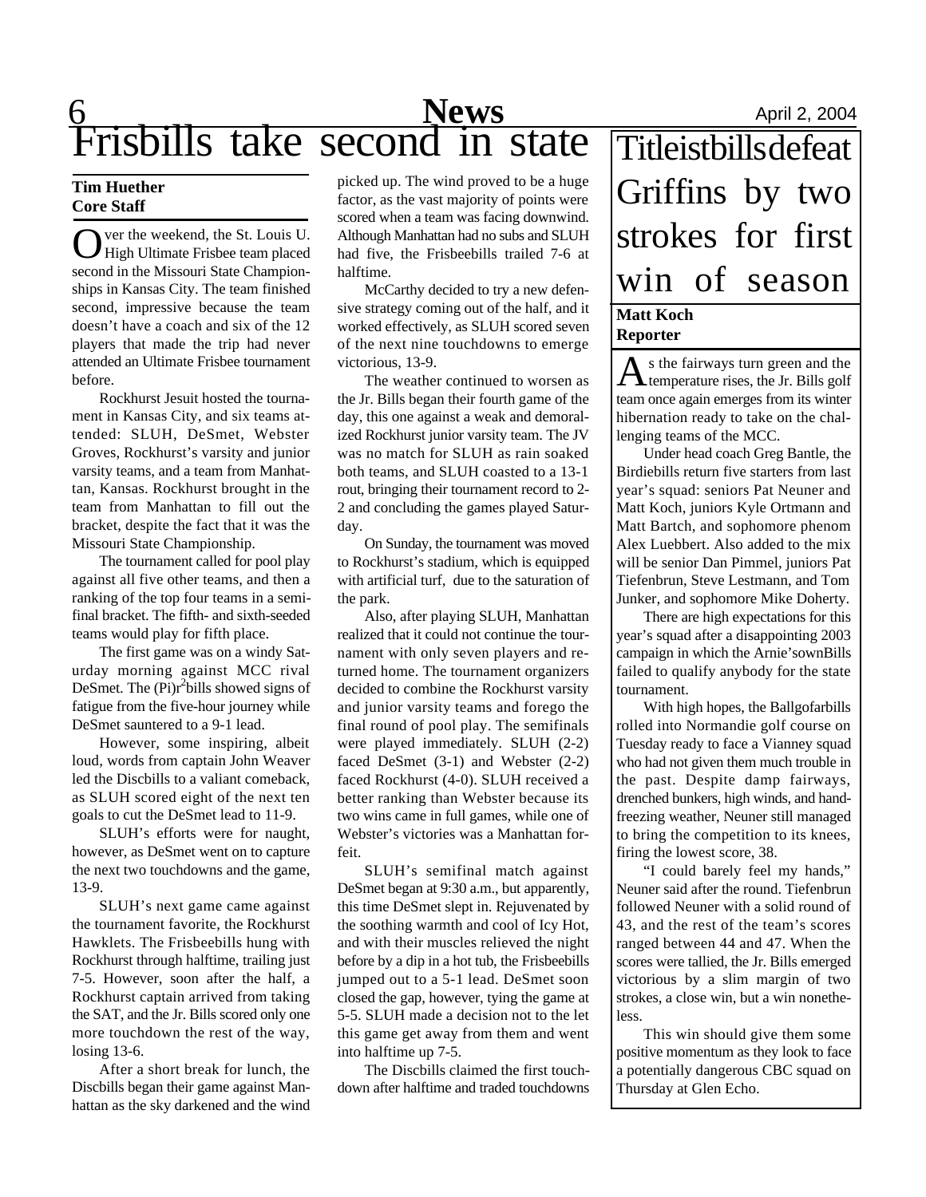# Frisbills take second in state

**Tim Huether**
**Core Staff**

Over the weekend, the St. Louis U. High Ultimate Frisbee team placed second in the Missouri State Championships in Kansas City. The team finished second, impressive because the team doesn't have a coach and six of the 12 players that made the trip had never attended an Ultimate Frisbee tournament before.

Rockhurst Jesuit hosted the tournament in Kansas City, and six teams attended: SLUH, DeSmet, Webster Groves, Rockhurst's varsity and junior varsity teams, and a team from Manhattan, Kansas. Rockhurst brought in the team from Manhattan to fill out the bracket, despite the fact that it was the Missouri State Championship.

The tournament called for pool play against all five other teams, and then a ranking of the top four teams in a semifinal bracket. The fifth- and sixth-seeded teams would play for fifth place.

The first game was on a windy Saturday morning against MCC rival DeSmet. The (Pi)r$^2$bills showed signs of fatigue from the five-hour journey while DeSmet sauntered to a 9-1 lead.

However, some inspiring, albeit loud, words from captain John Weaver led the Discbills to a valiant comeback, as SLUH scored eight of the next ten goals to cut the DeSmet lead to 11-9.

SLUH's efforts were for naught, however, as DeSmet went on to capture the next two touchdowns and the game, 13-9.

SLUH's next game came against the tournament favorite, the Rockhurst Hawklets. The Frisbeebills hung with Rockhurst through halftime, trailing just 7-5. However, soon after the half, a Rockhurst captain arrived from taking the SAT, and the Jr. Bills scored only one more touchdown the rest of the way, losing 13-6.

After a short break for lunch, the Discbills began their game against Manhattan as the sky darkened and the wind picked up. The wind proved to be a huge factor, as the vast majority of points were scored when a team was facing downwind. Although Manhattan had no subs and SLUH had five, the Frisbeebills trailed 7-6 at halftime.

McCarthy decided to try a new defensive strategy coming out of the half, and it worked effectively, as SLUH scored seven of the next nine touchdowns to emerge victorious, 13-9.

The weather continued to worsen as the Jr. Bills began their fourth game of the day, this one against a weak and demoralized Rockhurst junior varsity team. The JV was no match for SLUH as rain soaked both teams, and SLUH coasted to a 13-1 rout, bringing their tournament record to 2-2 and concluding the games played Saturday.

On Sunday, the tournament was moved to Rockhurst's stadium, which is equipped with artificial turf, due to the saturation of the park.

Also, after playing SLUH, Manhattan realized that it could not continue the tournament with only seven players and returned home. The tournament organizers decided to combine the Rockhurst varsity and junior varsity teams and forego the final round of pool play. The semifinals were played immediately. SLUH (2-2) faced DeSmet (3-1) and Webster (2-2) faced Rockhurst (4-0). SLUH received a better ranking than Webster because its two wins came in full games, while one of Webster's victories was a Manhattan forfeit.

SLUH's semifinal match against DeSmet began at 9:30 a.m., but apparently, this time DeSmet slept in. Rejuvenated by the soothing warmth and cool of Icy Hot, and with their muscles relieved the night before by a dip in a hot tub, the Frisbeebills jumped out to a 5-1 lead. DeSmet soon closed the gap, however, tying the game at 5-5. SLUH made a decision not to the let this game get away from them and went into halftime up 7-5.

The Discbills claimed the first touchdown after halftime and traded touchdowns

# Titleistbills defeat Griffins by two strokes for first win of season

**Matt Koch**
**Reporter**

As the fairways turn green and the temperature rises, the Jr. Bills golf team once again emerges from its winter hibernation ready to take on the challenging teams of the MCC.

Under head coach Greg Bantle, the Birdiebills return five starters from last year's squad: seniors Pat Neuner and Matt Koch, juniors Kyle Ortmann and Matt Bartch, and sophomore phenom Alex Luebbert. Also added to the mix will be senior Dan Pimmel, juniors Pat Tiefenbrun, Steve Lestmann, and Tom Junker, and sophomore Mike Doherty.

There are high expectations for this year's squad after a disappointing 2003 campaign in which the Arnie'sownBills failed to qualify anybody for the state tournament.

With high hopes, the Ballgofarbills rolled into Normandie golf course on Tuesday ready to face a Vianney squad who had not given them much trouble in the past. Despite damp fairways, drenched bunkers, high winds, and hand-freezing weather, Neuner still managed to bring the competition to its knees, firing the lowest score, 38.

"I could barely feel my hands," Neuner said after the round. Tiefenbrun followed Neuner with a solid round of 43, and the rest of the team's scores ranged between 44 and 47. When the scores were tallied, the Jr. Bills emerged victorious by a slim margin of two strokes, a close win, but a win nonetheless.

This win should give them some positive momentum as they look to face a potentially dangerous CBC squad on Thursday at Glen Echo.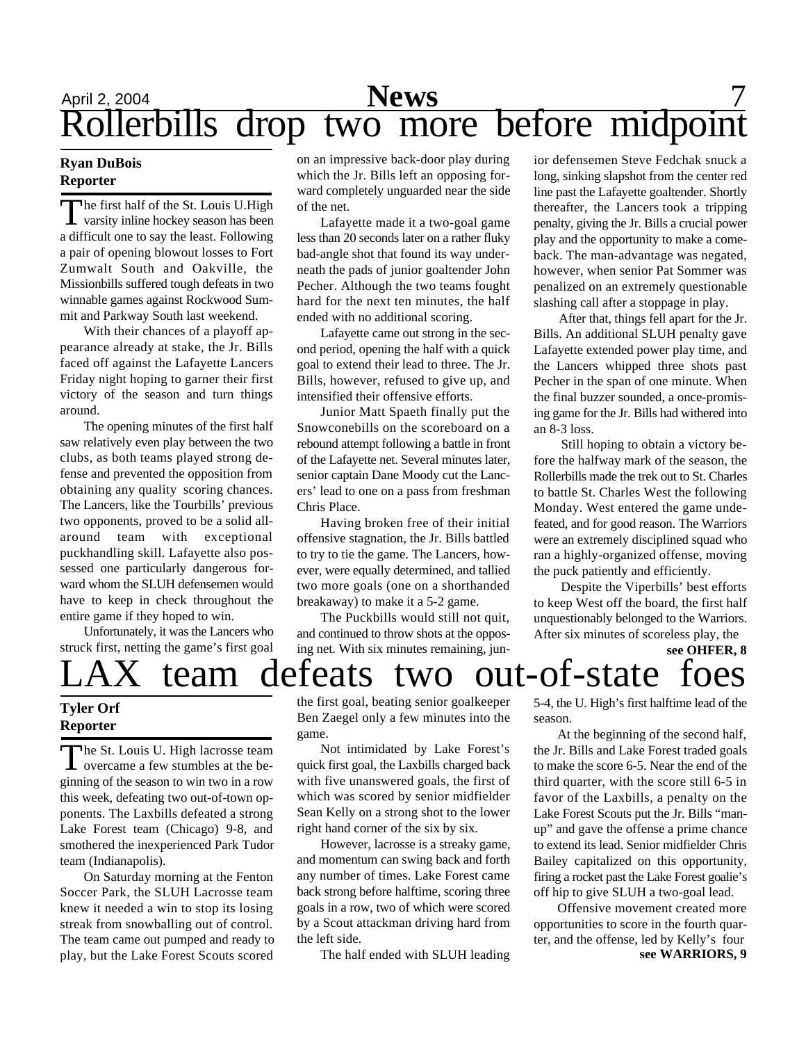# Rollerbills drop two more before midpoint

**Ryan DuBois**
**Reporter**

The first half of the St. Louis U.High varsity inline hockey season has been a difficult one to say the least. Following a pair of opening blowout losses to Fort Zumwalt South and Oakville, the Missionbills suffered tough defeats in two winnable games against Rockwood Summit and Parkway South last weekend.

With their chances of a playoff appearance already at stake, the Jr. Bills faced off against the Lafayette Lancers Friday night hoping to garner their first victory of the season and turn things around.

The opening minutes of the first half saw relatively even play between the two clubs, as both teams played strong defense and prevented the opposition from obtaining any quality scoring chances. The Lancers, like the Tourbills' previous two opponents, proved to be a solid all-around team with exceptional puckhandling skill. Lafayette also possessed one particularly dangerous forward whom the SLUH defensemen would have to keep in check throughout the entire game if they hoped to win.

Unfortunately, it was the Lancers who struck first, netting the game's first goal on an impressive back-door play during which the Jr. Bills left an opposing forward completely unguarded near the side of the net.

Lafayette made it a two-goal game less than 20 seconds later on a rather fluky bad-angle shot that found its way underneath the pads of junior goaltender John Pecher. Although the two teams fought hard for the next ten minutes, the half ended with no additional scoring.

Lafayette came out strong in the second period, opening the half with a quick goal to extend their lead to three. The Jr. Bills, however, refused to give up, and intensified their offensive efforts.

Junior Matt Spaeth finally put the Snowconebills on the scoreboard on a rebound attempt following a battle in front of the Lafayette net. Several minutes later, senior captain Dane Moody cut the Lancers' lead to one on a pass from freshman Chris Place.

Having broken free of their initial offensive stagnation, the Jr. Bills battled to try to tie the game. The Lancers, however, were equally determined, and tallied two more goals (one on a shorthanded breakaway) to make it a 5-2 game.

The Puckbills would still not quit, and continued to throw shots at the opposing net. With six minutes remaining, junior defensemen Steve Fedchak snuck a long, sinking slapshot from the center red line past the Lafayette goaltender. Shortly thereafter, the Lancers took a tripping penalty, giving the Jr. Bills a crucial power play and the opportunity to make a comeback. The man-advantage was negated, however, when senior Pat Sommer was penalized on an extremely questionable slashing call after a stoppage in play.

After that, things fell apart for the Jr. Bills. An additional SLUH penalty gave Lafayette extended power play time, and the Lancers whipped three shots past Pecher in the span of one minute. When the final buzzer sounded, a once-promising game for the Jr. Bills had withered into an 8-3 loss.

Still hoping to obtain a victory before the halfway mark of the season, the Rollerbills made the trek out to St. Charles to battle St. Charles West the following Monday. West entered the game undefeated, and for good reason. The Warriors were an extremely disciplined squad who ran a highly-organized offense, moving the puck patiently and efficiently.

Despite the Viperbills' best efforts to keep West off the board, the first half unquestionably belonged to the Warriors. After six minutes of scoreless play, the

**see OHFER, 8**

# LAX team defeats two out-of-state foes

**Tyler Orf**
**Reporter**

The St. Louis U. High lacrosse team overcame a few stumbles at the beginning of the season to win two in a row this week, defeating two out-of-town opponents. The Laxbills defeated a strong Lake Forest team (Chicago) 9-8, and smothered the inexperienced Park Tudor team (Indianapolis).

On Saturday morning at the Fenton Soccer Park, the SLUH Lacrosse team knew it needed a win to stop its losing streak from snowballing out of control. The team came out pumped and ready to play, but the Lake Forest Scouts scored the first goal, beating senior goalkeeper Ben Zaegel only a few minutes into the game.

Not intimidated by Lake Forest's quick first goal, the Laxbills charged back with five unanswered goals, the first of which was scored by senior midfielder Sean Kelly on a strong shot to the lower right hand corner of the six by six.

However, lacrosse is a streaky game, and momentum can swing back and forth any number of times. Lake Forest came back strong before halftime, scoring three goals in a row, two of which were scored by a Scout attackman driving hard from the left side.

The half ended with SLUH leading 5-4, the U. High's first halftime lead of the season.

At the beginning of the second half, the Jr. Bills and Lake Forest traded goals to make the score 6-5. Near the end of the third quarter, with the score still 6-5 in favor of the Laxbills, a penalty on the Lake Forest Scouts put the Jr. Bills "man-up" and gave the offense a prime chance to extend its lead. Senior midfielder Chris Bailey capitalized on this opportunity, firing a rocket past the Lake Forest goalie's off hip to give SLUH a two-goal lead.

Offensive movement created more opportunities to score in the fourth quarter, and the offense, led by Kelly's four

**see WARRIORS, 9**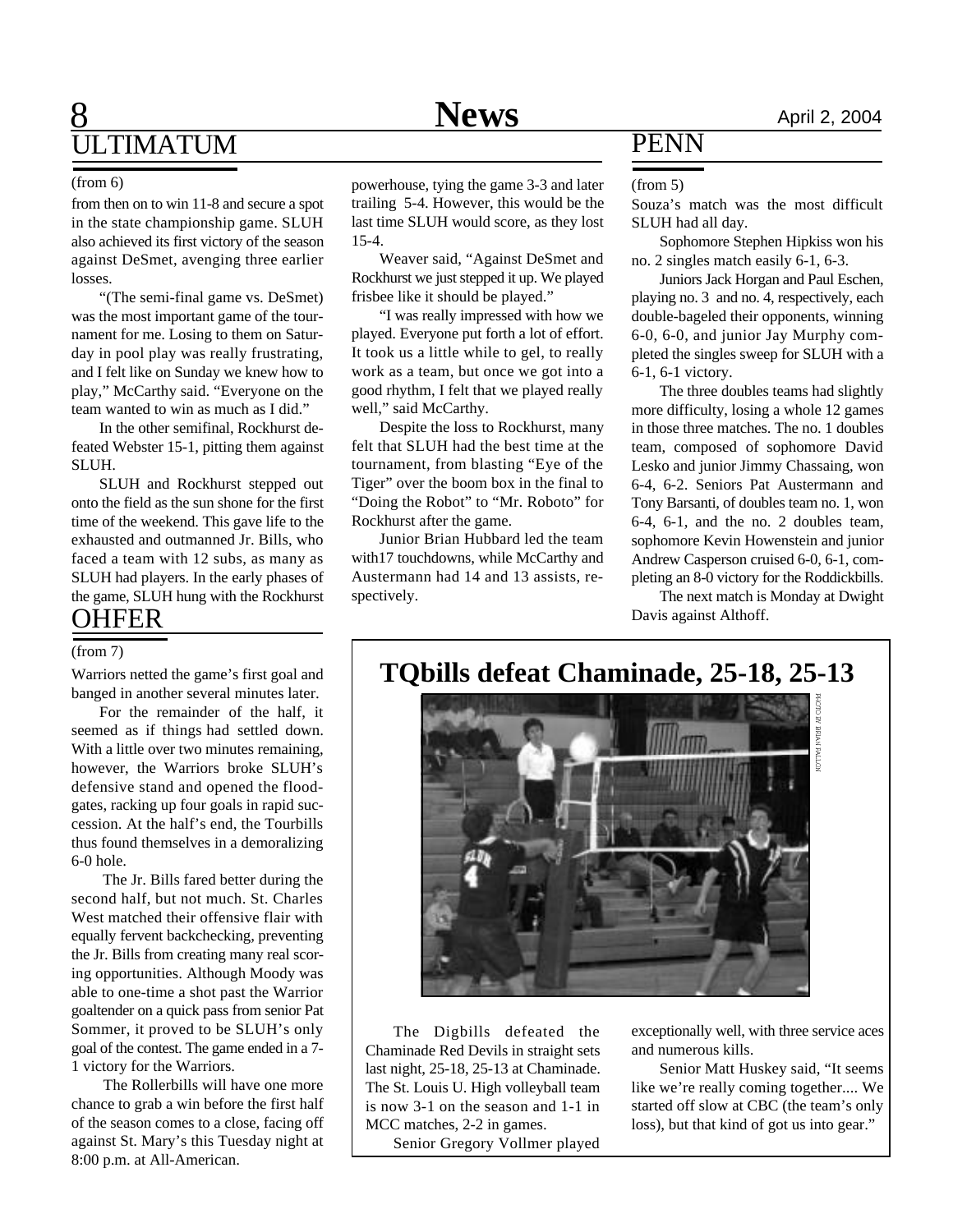## ULTIMATUM

(from 6)

from then on to win 11-8 and secure a spot in the state championship game. SLUH also achieved its first victory of the season against DeSmet, avenging three earlier losses.

"(The semi-final game vs. DeSmet) was the most important game of the tournament for me. Losing to them on Saturday in pool play was really frustrating, and I felt like on Sunday we knew how to play," McCarthy said. "Everyone on the team wanted to win as much as I did."

In the other semifinal, Rockhurst defeated Webster 15-1, pitting them against SLUH.

SLUH and Rockhurst stepped out onto the field as the sun shone for the first time of the weekend. This gave life to the exhausted and outmanned Jr. Bills, who faced a team with 12 subs, as many as SLUH had players. In the early phases of the game, SLUH hung with the Rockhurst powerhouse, tying the game 3-3 and later trailing 5-4. However, this would be the last time SLUH would score, as they lost 15-4.

Weaver said, "Against DeSmet and Rockhurst we just stepped it up. We played frisbee like it should be played."

"I was really impressed with how we played. Everyone put forth a lot of effort. It took us a little while to gel, to really work as a team, but once we got into a good rhythm, I felt that we played really well," said McCarthy.

Despite the loss to Rockhurst, many felt that SLUH had the best time at the tournament, from blasting "Eye of the Tiger" over the boom box in the final to "Doing the Robot" to "Mr. Roboto" for Rockhurst after the game.

Junior Brian Hubbard led the team with17 touchdowns, while McCarthy and Austermann had 14 and 13 assists, respectively.

## OHFER

(from 7)

Warriors netted the game's first goal and banged in another several minutes later.

For the remainder of the half, it seemed as if things had settled down. With a little over two minutes remaining, however, the Warriors broke SLUH's defensive stand and opened the floodgates, racking up four goals in rapid succession. At the half's end, the Tourbills thus found themselves in a demoralizing 6-0 hole.

The Jr. Bills fared better during the second half, but not much. St. Charles West matched their offensive flair with equally fervent backchecking, preventing the Jr. Bills from creating many real scoring opportunities. Although Moody was able to one-time a shot past the Warrior goaltender on a quick pass from senior Pat Sommer, it proved to be SLUH's only goal of the contest. The game ended in a 7-1 victory for the Warriors.

The Rollerbills will have one more chance to grab a win before the first half of the season comes to a close, facing off against St. Mary's this Tuesday night at 8:00 p.m. at All-American.

## PENN

(from 5)

Souza's match was the most difficult SLUH had all day.

Sophomore Stephen Hipkiss won his no. 2 singles match easily 6-1, 6-3.

Juniors Jack Horgan and Paul Eschen, playing no. 3 and no. 4, respectively, each double-bageled their opponents, winning 6-0, 6-0, and junior Jay Murphy completed the singles sweep for SLUH with a 6-1, 6-1 victory.

The three doubles teams had slightly more difficulty, losing a whole 12 games in those three matches. The no. 1 doubles team, composed of sophomore David Lesko and junior Jimmy Chassaing, won 6-4, 6-2. Seniors Pat Austermann and Tony Barsanti, of doubles team no. 1, won 6-4, 6-1, and the no. 2 doubles team, sophomore Kevin Howenstein and junior Andrew Casperson cruised 6-0, 6-1, completing an 8-0 victory for the Roddickbills.

The next match is Monday at Dwight Davis against Althoff.

## TQbills defeat Chaminade, 25-18, 25-13

PHOTO BY BRIAN FALLON

The Digbills defeated the Chaminade Red Devils in straight sets last night, 25-18, 25-13 at Chaminade. The St. Louis U. High volleyball team is now 3-1 on the season and 1-1 in MCC matches, 2-2 in games.

Senior Gregory Vollmer played exceptionally well, with three service aces and numerous kills.

Senior Matt Huskey said, "It seems like we're really coming together.... We started off slow at CBC (the team's only loss), but that kind of got us into gear."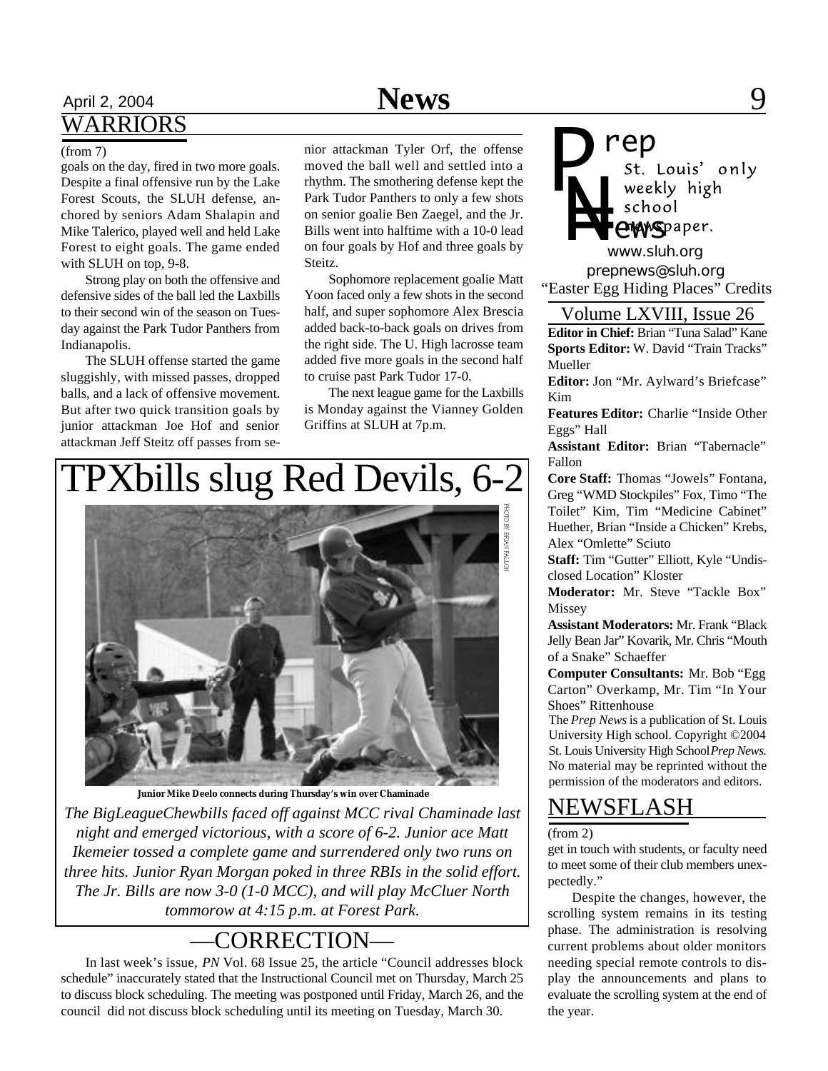## WARRIORS

(from 7)

goals on the day, fired in two more goals. Despite a final offensive run by the Lake Forest Scouts, the SLUH defense, anchored by seniors Adam Shalapin and Mike Talerico, played well and held Lake Forest to eight goals. The game ended with SLUH on top, 9-8.

Strong play on both the offensive and defensive sides of the ball led the Laxbills to their second win of the season on Tuesday against the Park Tudor Panthers from Indianapolis.

The SLUH offense started the game sluggishly, with missed passes, dropped balls, and a lack of offensive movement. But after two quick transition goals by junior attackman Joe Hof and senior attackman Jeff Steitz off passes from senior attackman Tyler Orf, the offense moved the ball well and settled into a rhythm. The smothering defense kept the Park Tudor Panthers to only a few shots on senior goalie Ben Zaegel, and the Jr. Bills went into halftime with a 10-0 lead on four goals by Hof and three goals by Steitz.

Sophomore replacement goalie Matt Yoon faced only a few shots in the second half, and super sophomore Alex Brescia added back-to-back goals on drives from the right side. The U. High lacrosse team added five more goals in the second half to cruise past Park Tudor 17-0.

The next league game for the Laxbills is Monday against the Vianney Golden Griffins at SLUH at 7p.m.

# TPXbills slug Red Devils, 6-2

PHOTO BY BRIAN FALLON

**Junior Mike Deelo connects during Thursday's win over Chaminade**

*The BigLeagueChewbills faced off against MCC rival Chaminade last night and emerged victorious, with a score of 6-2. Junior ace Matt Ikemeier tossed a complete game and surrendered only two runs on three hits. Junior Ryan Morgan poked in three RBIs in the solid effort. The Jr. Bills are now 3-0 (1-0 MCC), and will play McCluer North tommorow at 4:15 p.m. at Forest Park.*

## —CORRECTION—

In last week's issue, *PN* Vol. 68 Issue 25, the article "Council addresses block schedule" inaccurately stated that the Instructional Council met on Thursday, March 25 to discuss block scheduling. The meeting was postponed until Friday, March 26, and the council did not discuss block scheduling until its meeting on Tuesday, March 30.

**Prep News**
St. Louis' only weekly high school newspaper.
www.sluh.org
prepnews@sluh.org

"Easter Egg Hiding Places" Credits

Volume LXVIII, Issue 26

**Editor in Chief:** Brian "Tuna Salad" Kane
**Sports Editor:** W. David "Train Tracks" Mueller
**Editor:** Jon "Mr. Aylward's Briefcase" Kim
**Features Editor:** Charlie "Inside Other Eggs" Hall
**Assistant Editor:** Brian "Tabernacle" Fallon
**Core Staff:** Thomas "Jowels" Fontana, Greg "WMD Stockpiles" Fox, Timo "The Toilet" Kim, Tim "Medicine Cabinet" Huether, Brian "Inside a Chicken" Krebs, Alex "Omlette" Sciuto
**Staff:** Tim "Gutter" Elliott, Kyle "Undisclosed Location" Kloster
**Moderator:** Mr. Steve "Tackle Box" Missey
**Assistant Moderators:** Mr. Frank "Black Jelly Bean Jar" Kovarik, Mr. Chris "Mouth of a Snake" Schaeffer
**Computer Consultants:** Mr. Bob "Egg Carton" Overkamp, Mr. Tim "In Your Shoes" Rittenhouse

The *Prep News* is a publication of St. Louis University High school. Copyright ©2004 St. Louis University High School *Prep News*. No material may be reprinted without the permission of the moderators and editors.

## NEWSFLASH

(from 2)

get in touch with students, or faculty need to meet some of their club members unexpectedly."

Despite the changes, however, the scrolling system remains in its testing phase. The administration is resolving current problems about older monitors needing special remote controls to display the announcements and plans to evaluate the scrolling system at the end of the year.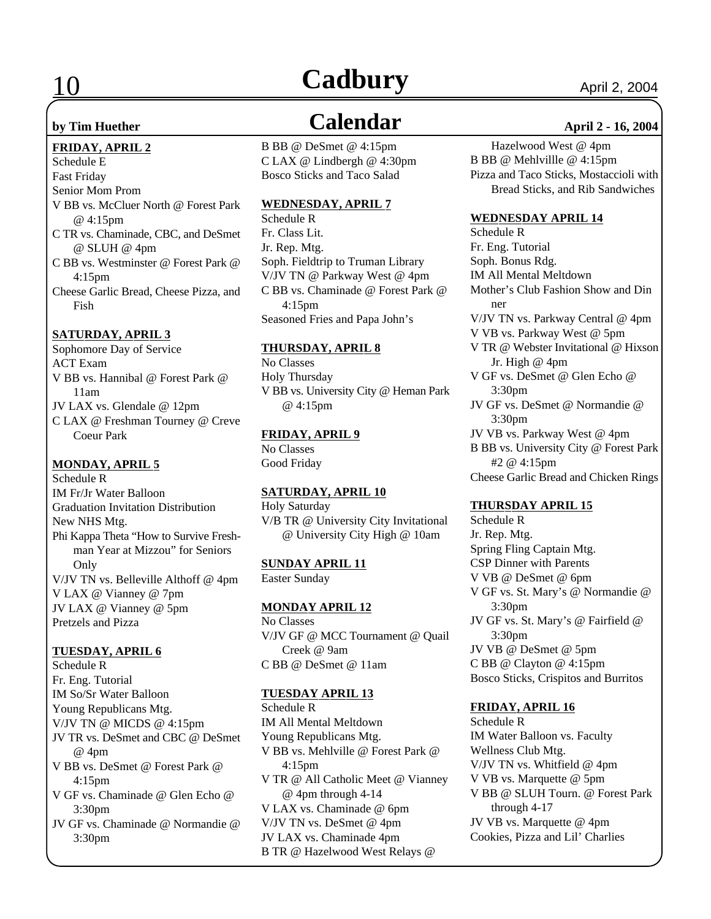# Cadbury

## Calendar

**by Tim Huether**

**April 2 - 16, 2004**

**FRIDAY, APRIL 2**
Schedule E
Fast Friday
Senior Mom Prom
V BB vs. McCluer North @ Forest Park @ 4:15pm
C TR vs. Chaminade, CBC, and DeSmet @ SLUH @ 4pm
C BB vs. Westminster @ Forest Park @ 4:15pm
Cheese Garlic Bread, Cheese Pizza, and Fish

**SATURDAY, APRIL 3**
Sophomore Day of Service
ACT Exam
V BB vs. Hannibal @ Forest Park @ 11am
JV LAX vs. Glendale @ 12pm
C LAX @ Freshman Tourney @ Creve Coeur Park

**MONDAY, APRIL 5**
Schedule R
IM Fr/Jr Water Balloon
Graduation Invitation Distribution
New NHS Mtg.
Phi Kappa Theta "How to Survive Freshman Year at Mizzou" for Seniors Only
V/JV TN vs. Belleville Althoff @ 4pm
V LAX @ Vianney @ 7pm
JV LAX @ Vianney @ 5pm
Pretzels and Pizza

**TUESDAY, APRIL 6**
Schedule R
Fr. Eng. Tutorial
IM So/Sr Water Balloon
Young Republicans Mtg.
V/JV TN @ MICDS @ 4:15pm
JV TR vs. DeSmet and CBC @ DeSmet @ 4pm
V BB vs. DeSmet @ Forest Park @ 4:15pm
V GF vs. Chaminade @ Glen Echo @ 3:30pm
JV GF vs. Chaminade @ Normandie @ 3:30pm
B BB @ DeSmet @ 4:15pm
C LAX @ Lindbergh @ 4:30pm
Bosco Sticks and Taco Salad

**WEDNESDAY, APRIL 7**
Schedule R
Fr. Class Lit.
Jr. Rep. Mtg.
Soph. Fieldtrip to Truman Library
V/JV TN @ Parkway West @ 4pm
C BB vs. Chaminade @ Forest Park @ 4:15pm
Seasoned Fries and Papa John's

**THURSDAY, APRIL 8**
No Classes
Holy Thursday
V BB vs. University City @ Heman Park @ 4:15pm

**FRIDAY, APRIL 9**
No Classes
Good Friday

**SATURDAY, APRIL 10**
Holy Saturday
V/B TR @ University City Invitational @ University City High @ 10am

**SUNDAY APRIL 11**
Easter Sunday

**MONDAY APRIL 12**
No Classes
V/JV GF @ MCC Tournament @ Quail Creek @ 9am
C BB @ DeSmet @ 11am

**TUESDAY APRIL 13**
Schedule R
IM All Mental Meltdown
Young Republicans Mtg.
V BB vs. Mehlville @ Forest Park @ 4:15pm
V TR @ All Catholic Meet @ Vianney @ 4pm through 4-14
V LAX vs. Chaminade @ 6pm
V/JV TN vs. DeSmet @ 4pm
JV LAX vs. Chaminade 4pm
B TR @ Hazelwood West Relays @ Hazelwood West @ 4pm
B BB @ Mehlvillle @ 4:15pm
Pizza and Taco Sticks, Mostaccioli with Bread Sticks, and Rib Sandwiches

**WEDNESDAY APRIL 14**
Schedule R
Fr. Eng. Tutorial
Soph. Bonus Rdg.
IM All Mental Meltdown
Mother's Club Fashion Show and Dinner
V/JV TN vs. Parkway Central @ 4pm
V VB vs. Parkway West @ 5pm
V TR @ Webster Invitational @ Hixson Jr. High @ 4pm
V GF vs. DeSmet @ Glen Echo @ 3:30pm
JV GF vs. DeSmet @ Normandie @ 3:30pm
JV VB vs. Parkway West @ 4pm
B BB vs. University City @ Forest Park #2 @ 4:15pm
Cheese Garlic Bread and Chicken Rings

**THURSDAY APRIL 15**
Schedule R
Jr. Rep. Mtg.
Spring Fling Captain Mtg.
CSP Dinner with Parents
V VB @ DeSmet @ 6pm
V GF vs. St. Mary's @ Normandie @ 3:30pm
JV GF vs. St. Mary's @ Fairfield @ 3:30pm
JV VB @ DeSmet @ 5pm
C BB @ Clayton @ 4:15pm
Bosco Sticks, Crispitos and Burritos

**FRIDAY, APRIL 16**
Schedule R
IM Water Balloon vs. Faculty
Wellness Club Mtg.
V/JV TN vs. Whitfield @ 4pm
V VB vs. Marquette @ 5pm
V BB @ SLUH Tourn. @ Forest Park through 4-17
JV VB vs. Marquette @ 4pm
Cookies, Pizza and Lil' Charlies